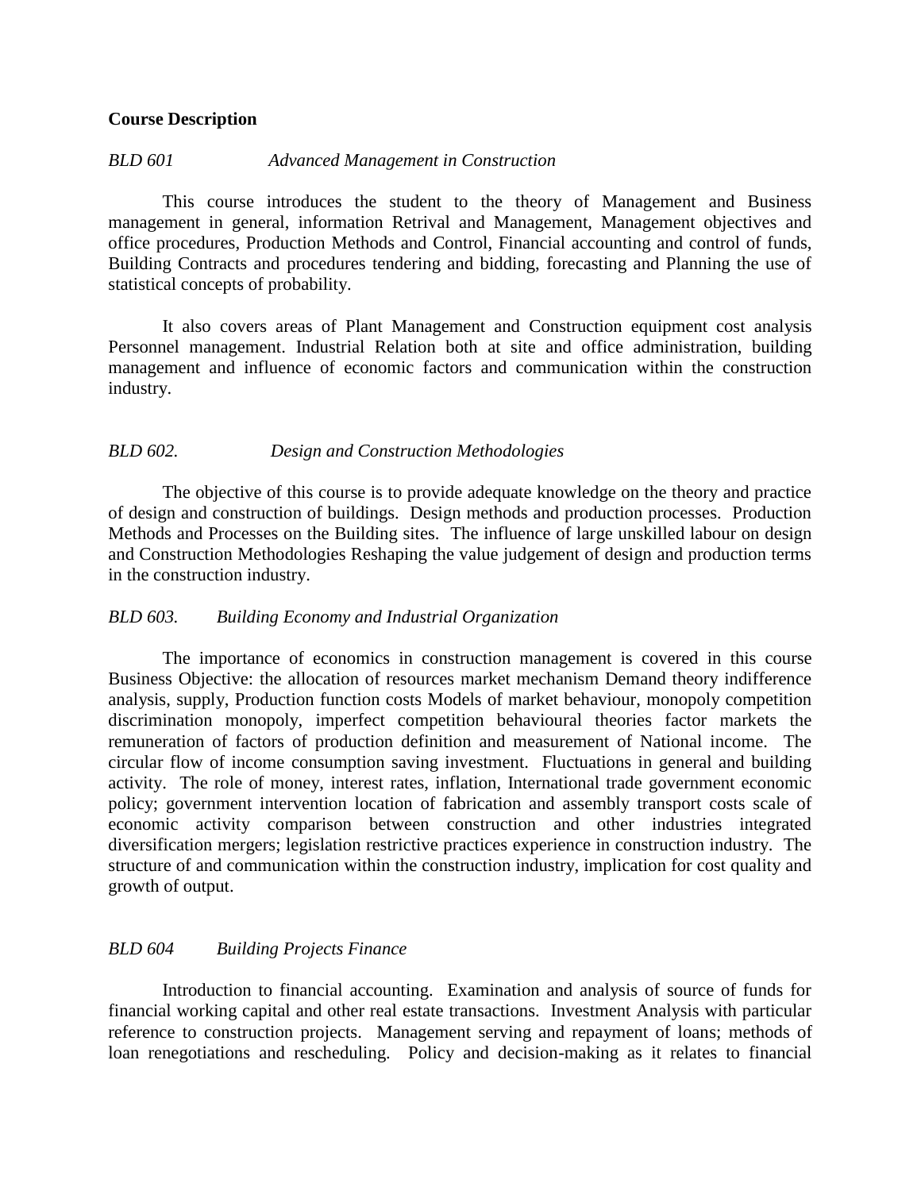**Course Description**

*BLD 601 Advanced Management in Construction*

This course introduces the student to the theory of Management and Business management in general, information Retrival and Management, Management objectives and office procedures, Production Methods and Control, Financial accounting and control of funds, Building Contracts and procedures tendering and bidding, forecasting and Planning the use of statistical concepts of probability.

It also covers areas of Plant Management and Construction equipment cost analysis Personnel management. Industrial Relation both at site and office administration, building management and influence of economic factors and communication within the construction industry.

*BLD 602. Design and Construction Methodologies*

The objective of this course is to provide adequate knowledge on the theory and practice of design and construction of buildings. Design methods and production processes. Production Methods and Processes on the Building sites. The influence of large unskilled labour on design and Construction Methodologies Reshaping the value judgement of design and production terms in the construction industry.

*BLD 603. Building Economy and Industrial Organization*

The importance of economics in construction management is covered in this course Business Objective: the allocation of resources market mechanism Demand theory indifference analysis, supply, Production function costs Models of market behaviour, monopoly competition discrimination monopoly, imperfect competition behavioural theories factor markets the remuneration of factors of production definition and measurement of National income. The circular flow of income consumption saving investment. Fluctuations in general and building activity. The role of money, interest rates, inflation, International trade government economic policy; government intervention location of fabrication and assembly transport costs scale of economic activity comparison between construction and other industries integrated diversification mergers; legislation restrictive practices experience in construction industry. The structure of and communication within the construction industry, implication for cost quality and growth of output.

*BLD 604 Building Projects Finance*

Introduction to financial accounting. Examination and analysis of source of funds for financial working capital and other real estate transactions. Investment Analysis with particular reference to construction projects. Management serving and repayment of loans; methods of loan renegotiations and rescheduling. Policy and decision-making as it relates to financial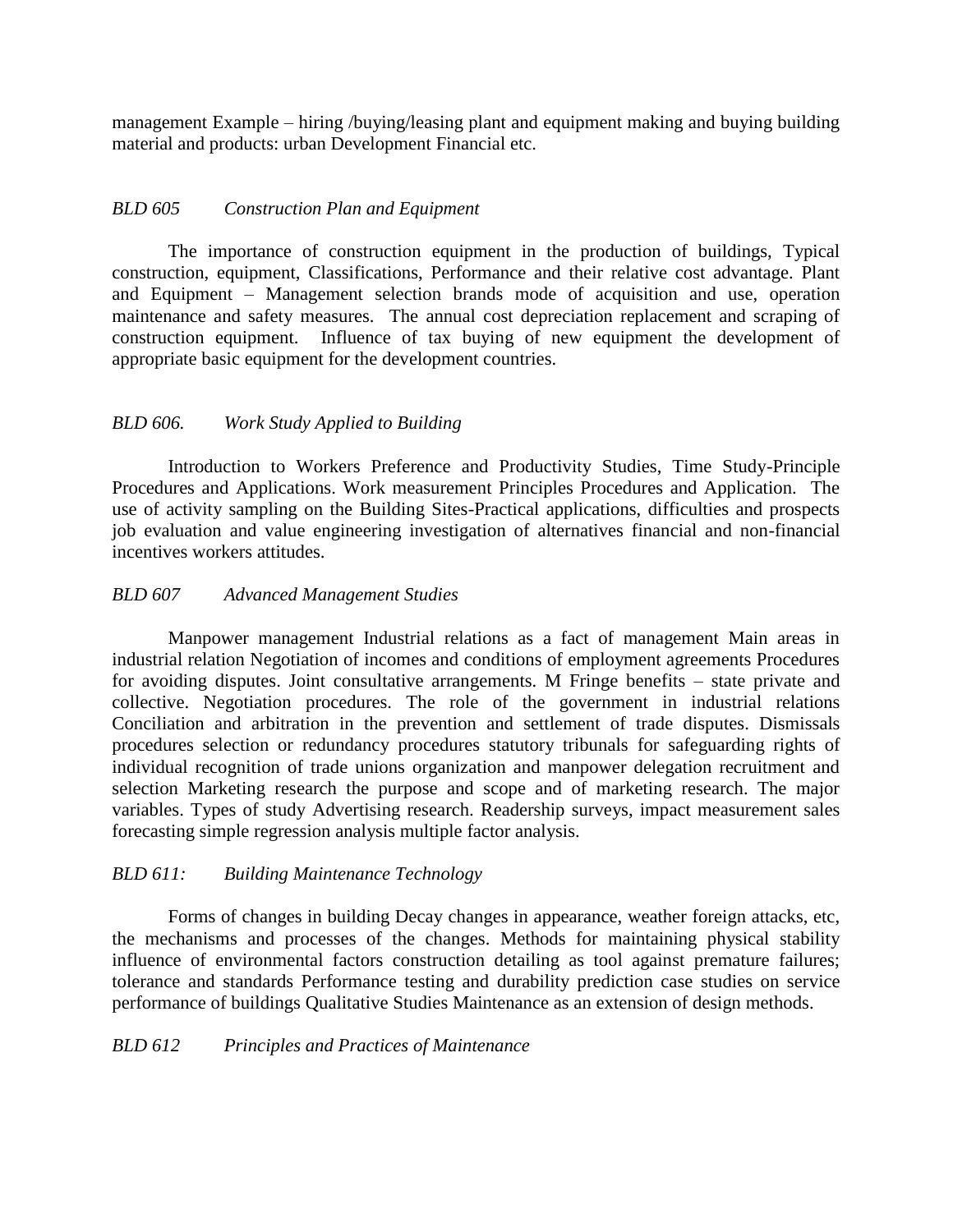management Example – hiring /buying/leasing plant and equipment making and buying building material and products: urban Development Financial etc.

*BLD 605 Construction Plan and Equipment*

The importance of construction equipment in the production of buildings, Typical construction, equipment, Classifications, Performance and their relative cost advantage. Plant and Equipment – Management selection brands mode of acquisition and use, operation maintenance and safety measures. The annual cost depreciation replacement and scraping of construction equipment. Influence of tax buying of new equipment the development of appropriate basic equipment for the development countries.

*BLD 606. Work Study Applied to Building*

Introduction to Workers Preference and Productivity Studies, Time Study-Principle Procedures and Applications. Work measurement Principles Procedures and Application. The use of activity sampling on the Building Sites-Practical applications, difficulties and prospects job evaluation and value engineering investigation of alternatives financial and non-financial incentives workers attitudes.

*BLD 607 Advanced Management Studies*

Manpower management Industrial relations as a fact of management Main areas in industrial relation Negotiation of incomes and conditions of employment agreements Procedures for avoiding disputes. Joint consultative arrangements. M Fringe benefits – state private and collective. Negotiation procedures. The role of the government in industrial relations Conciliation and arbitration in the prevention and settlement of trade disputes. Dismissals procedures selection or redundancy procedures statutory tribunals for safeguarding rights of individual recognition of trade unions organization and manpower delegation recruitment and selection Marketing research the purpose and scope and of marketing research. The major variables. Types of study Advertising research. Readership surveys, impact measurement sales forecasting simple regression analysis multiple factor analysis.

*BLD 611: Building Maintenance Technology*

Forms of changes in building Decay changes in appearance, weather foreign attacks, etc, the mechanisms and processes of the changes. Methods for maintaining physical stability influence of environmental factors construction detailing as tool against premature failures; tolerance and standards Performance testing and durability prediction case studies on service performance of buildings Qualitative Studies Maintenance as an extension of design methods.

*BLD 612 Principles and Practices of Maintenance*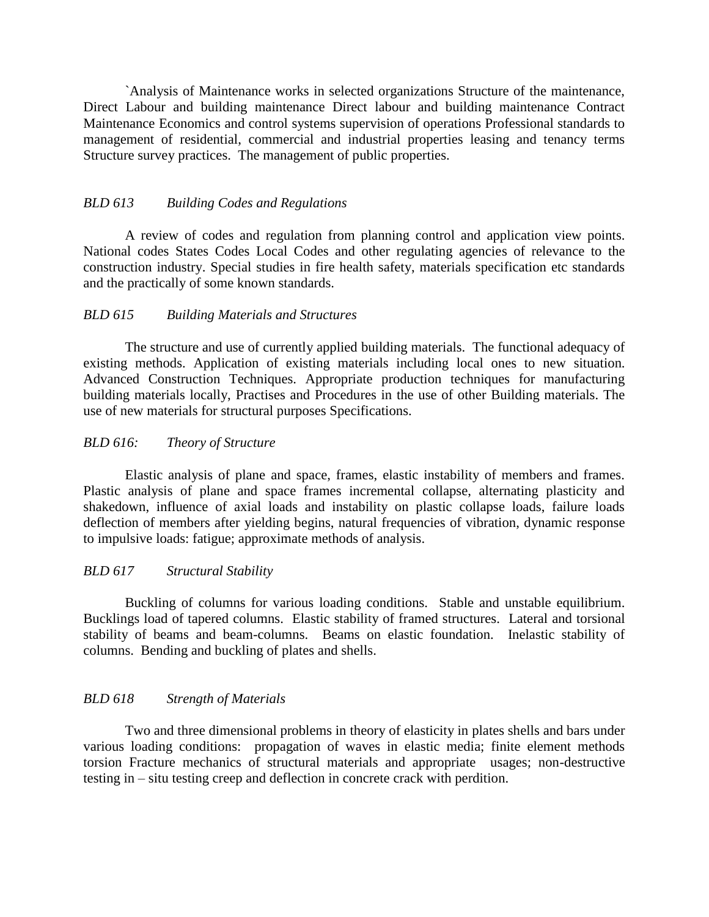`Analysis of Maintenance works in selected organizations Structure of the maintenance, Direct Labour and building maintenance Direct labour and building maintenance Contract Maintenance Economics and control systems supervision of operations Professional standards to management of residential, commercial and industrial properties leasing and tenancy terms Structure survey practices. The management of public properties.

*BLD 613 Building Codes and Regulations*

A review of codes and regulation from planning control and application view points. National codes States Codes Local Codes and other regulating agencies of relevance to the construction industry. Special studies in fire health safety, materials specification etc standards and the practically of some known standards.

*BLD 615 Building Materials and Structures*

The structure and use of currently applied building materials. The functional adequacy of existing methods. Application of existing materials including local ones to new situation. Advanced Construction Techniques. Appropriate production techniques for manufacturing building materials locally, Practises and Procedures in the use of other Building materials. The use of new materials for structural purposes Specifications.

*BLD 616: Theory of Structure*

Elastic analysis of plane and space, frames, elastic instability of members and frames. Plastic analysis of plane and space frames incremental collapse, alternating plasticity and shakedown, influence of axial loads and instability on plastic collapse loads, failure loads deflection of members after yielding begins, natural frequencies of vibration, dynamic response to impulsive loads: fatigue; approximate methods of analysis.

*BLD 617 Structural Stability*

Buckling of columns for various loading conditions. Stable and unstable equilibrium. Bucklings load of tapered columns. Elastic stability of framed structures. Lateral and torsional stability of beams and beam-columns. Beams on elastic foundation. Inelastic stability of columns. Bending and buckling of plates and shells.

*BLD 618 Strength of Materials*

Two and three dimensional problems in theory of elasticity in plates shells and bars under various loading conditions: propagation of waves in elastic media; finite element methods torsion Fracture mechanics of structural materials and appropriate usages; non-destructive testing in – situ testing creep and deflection in concrete crack with perdition.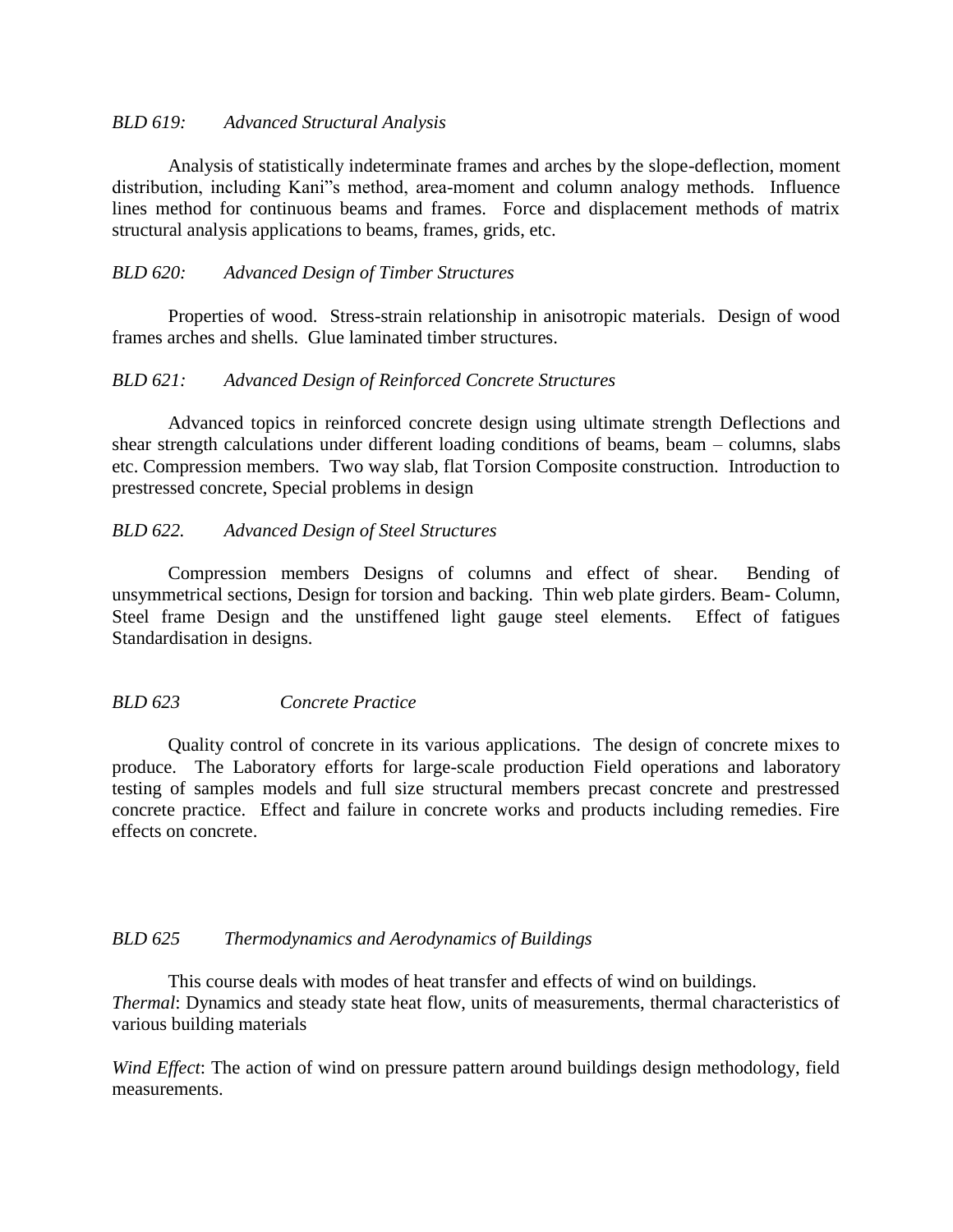*BLD 619: Advanced Structural Analysis*

Analysis of statistically indeterminate frames and arches by the slope-deflection, moment distribution, including Kani"s method, area-moment and column analogy methods. Influence lines method for continuous beams and frames. Force and displacement methods of matrix structural analysis applications to beams, frames, grids, etc.

*BLD 620: Advanced Design of Timber Structures*

Properties of wood. Stress-strain relationship in anisotropic materials. Design of wood frames arches and shells. Glue laminated timber structures.

*BLD 621: Advanced Design of Reinforced Concrete Structures*

Advanced topics in reinforced concrete design using ultimate strength Deflections and shear strength calculations under different loading conditions of beams, beam – columns, slabs etc. Compression members. Two way slab, flat Torsion Composite construction. Introduction to prestressed concrete, Special problems in design

*BLD 622. Advanced Design of Steel Structures*

Compression members Designs of columns and effect of shear. Bending of unsymmetrical sections, Design for torsion and backing. Thin web plate girders. Beam- Column, Steel frame Design and the unstiffened light gauge steel elements. Effect of fatigues Standardisation in designs.

*BLD 623 Concrete Practice*

Quality control of concrete in its various applications. The design of concrete mixes to produce. The Laboratory efforts for large-scale production Field operations and laboratory testing of samples models and full size structural members precast concrete and prestressed concrete practice. Effect and failure in concrete works and products including remedies. Fire effects on concrete.

*BLD 625 Thermodynamics and Aerodynamics of Buildings*

This course deals with modes of heat transfer and effects of wind on buildings.
*Thermal*: Dynamics and steady state heat flow, units of measurements, thermal characteristics of various building materials

*Wind Effect*: The action of wind on pressure pattern around buildings design methodology, field measurements.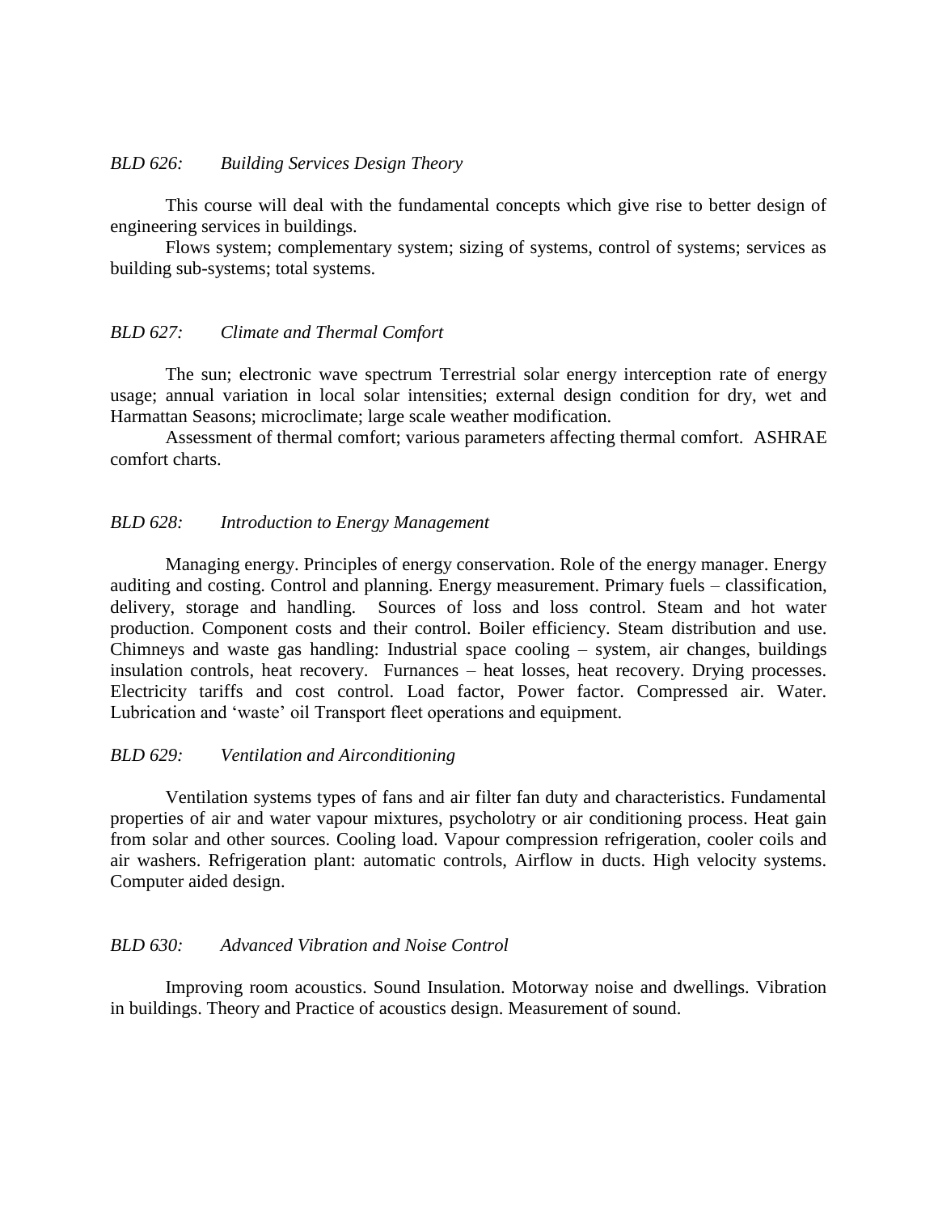*BLD 626: Building Services Design Theory*

This course will deal with the fundamental concepts which give rise to better design of engineering services in buildings.

Flows system; complementary system; sizing of systems, control of systems; services as building sub-systems; total systems.

*BLD 627: Climate and Thermal Comfort*

The sun; electronic wave spectrum Terrestrial solar energy interception rate of energy usage; annual variation in local solar intensities; external design condition for dry, wet and Harmattan Seasons; microclimate; large scale weather modification.

Assessment of thermal comfort; various parameters affecting thermal comfort. ASHRAE comfort charts.

*BLD 628: Introduction to Energy Management*

Managing energy. Principles of energy conservation. Role of the energy manager. Energy auditing and costing. Control and planning. Energy measurement. Primary fuels – classification, delivery, storage and handling. Sources of loss and loss control. Steam and hot water production. Component costs and their control. Boiler efficiency. Steam distribution and use. Chimneys and waste gas handling: Industrial space cooling – system, air changes, buildings insulation controls, heat recovery. Furnances – heat losses, heat recovery. Drying processes. Electricity tariffs and cost control. Load factor, Power factor. Compressed air. Water. Lubrication and 'waste' oil Transport fleet operations and equipment.

*BLD 629: Ventilation and Airconditioning*

Ventilation systems types of fans and air filter fan duty and characteristics. Fundamental properties of air and water vapour mixtures, psycholotry or air conditioning process. Heat gain from solar and other sources. Cooling load. Vapour compression refrigeration, cooler coils and air washers. Refrigeration plant: automatic controls, Airflow in ducts. High velocity systems. Computer aided design.

*BLD 630: Advanced Vibration and Noise Control*

Improving room acoustics. Sound Insulation. Motorway noise and dwellings. Vibration in buildings. Theory and Practice of acoustics design. Measurement of sound.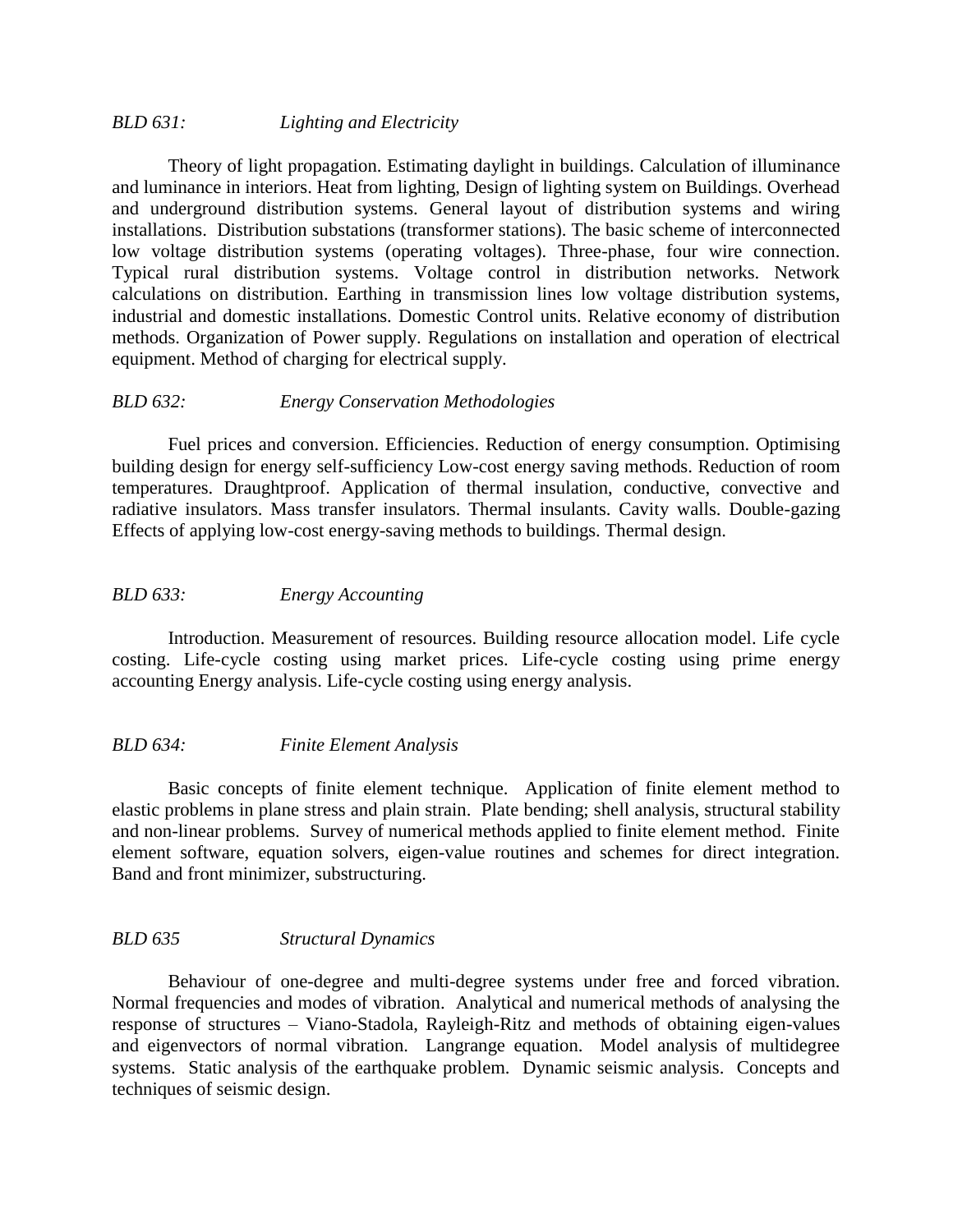*BLD 631: Lighting and Electricity*

Theory of light propagation. Estimating daylight in buildings. Calculation of illuminance and luminance in interiors. Heat from lighting, Design of lighting system on Buildings. Overhead and underground distribution systems. General layout of distribution systems and wiring installations. Distribution substations (transformer stations). The basic scheme of interconnected low voltage distribution systems (operating voltages). Three-phase, four wire connection. Typical rural distribution systems. Voltage control in distribution networks. Network calculations on distribution. Earthing in transmission lines low voltage distribution systems, industrial and domestic installations. Domestic Control units. Relative economy of distribution methods. Organization of Power supply. Regulations on installation and operation of electrical equipment. Method of charging for electrical supply.

*BLD 632: Energy Conservation Methodologies*

Fuel prices and conversion. Efficiencies. Reduction of energy consumption. Optimising building design for energy self-sufficiency Low-cost energy saving methods. Reduction of room temperatures. Draughtproof. Application of thermal insulation, conductive, convective and radiative insulators. Mass transfer insulators. Thermal insulants. Cavity walls. Double-gazing Effects of applying low-cost energy-saving methods to buildings. Thermal design.

*BLD 633: Energy Accounting*

Introduction. Measurement of resources. Building resource allocation model. Life cycle costing. Life-cycle costing using market prices. Life-cycle costing using prime energy accounting Energy analysis. Life-cycle costing using energy analysis.

*BLD 634: Finite Element Analysis*

Basic concepts of finite element technique. Application of finite element method to elastic problems in plane stress and plain strain. Plate bending; shell analysis, structural stability and non-linear problems. Survey of numerical methods applied to finite element method. Finite element software, equation solvers, eigen-value routines and schemes for direct integration. Band and front minimizer, substructuring.

*BLD 635 Structural Dynamics*

Behaviour of one-degree and multi-degree systems under free and forced vibration. Normal frequencies and modes of vibration. Analytical and numerical methods of analysing the response of structures – Viano-Stadola, Rayleigh-Ritz and methods of obtaining eigen-values and eigenvectors of normal vibration. Langrange equation. Model analysis of multidegree systems. Static analysis of the earthquake problem. Dynamic seismic analysis. Concepts and techniques of seismic design.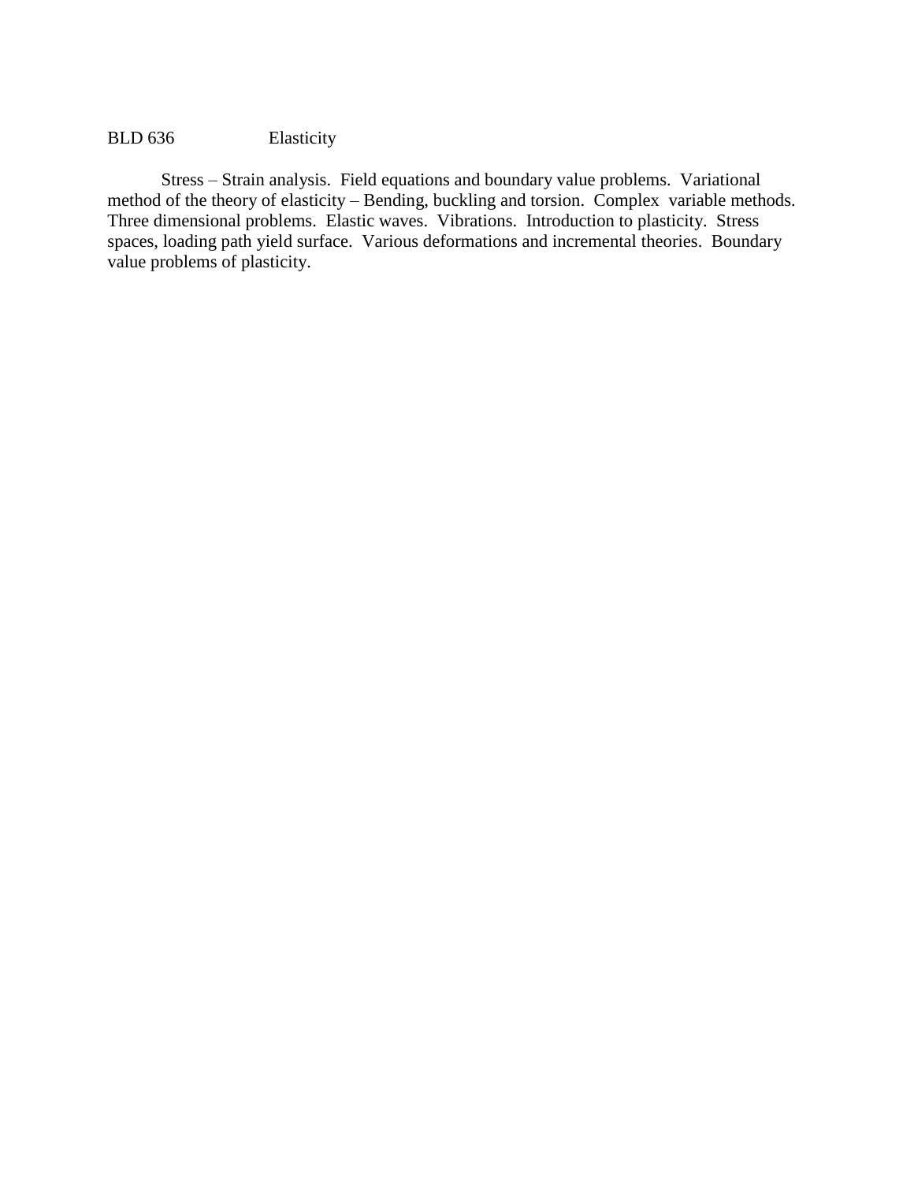BLD 636 Elasticity

Stress – Strain analysis. Field equations and boundary value problems. Variational method of the theory of elasticity – Bending, buckling and torsion. Complex variable methods. Three dimensional problems. Elastic waves. Vibrations. Introduction to plasticity. Stress spaces, loading path yield surface. Various deformations and incremental theories. Boundary value problems of plasticity.